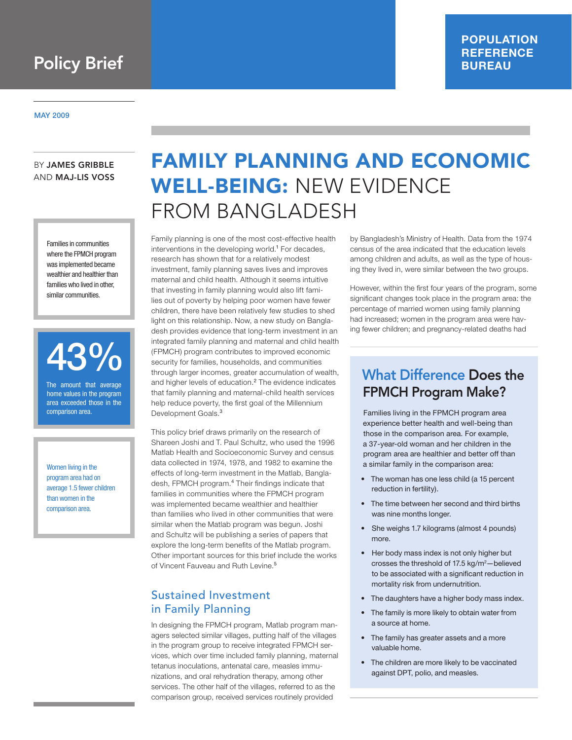Policy Brief

POPULATION REFERENCE BUREAU

MAY 2009

BY **JAMES GRIBBLE** AND **MAJ-LIS VOSS**

# FAMILY PLANNING AND ECONOMIC WELL-BEING: NEW EVIDENCE FROM BANGLADESH

Families in communities where the FPMCH program was implemented became wealthier and healthier than families who lived in other, similar communities.

**43%**

The amount that average home values in the program area exceeded those in the comparison area.

Women living in the program area had on average 1.5 fewer children than women in the comparison area.

Family planning is one of the most cost-effective health interventions in the developing world.[1] For decades, research has shown that for a relatively modest investment, family planning saves lives and improves maternal and child health. Although it seems intuitive that investing in family planning would also lift families out of poverty by helping poor women have fewer children, there have been relatively few studies to shed light on this relationship. Now, a new study on Bangladesh provides evidence that long-term investment in an integrated family planning and maternal and child health (FPMCH) program contributes to improved economic security for families, households, and communities through larger incomes, greater accumulation of wealth, and higher levels of education.[2] The evidence indicates that family planning and maternal-child health services help reduce poverty, the first goal of the Millennium Development Goals.[3]

This policy brief draws primarily on the research of Shareen Joshi and T. Paul Schultz, who used the 1996 Matlab Health and Socioeconomic Survey and census data collected in 1974, 1978, and 1982 to examine the effects of long-term investment in the Matlab, Bangladesh, FPMCH program.[4] Their findings indicate that families in communities where the FPMCH program was implemented became wealthier and healthier than families who lived in other communities that were similar when the Matlab program was begun. Joshi and Schultz will be publishing a series of papers that explore the long-term benefits of the Matlab program. Other important sources for this brief include the works of Vincent Fauveau and Ruth Levine.[5]

## Sustained Investment in Family Planning

In designing the FPMCH program, Matlab program managers selected similar villages, putting half of the villages in the program group to receive integrated FPMCH services, which over time included family planning, maternal tetanus inoculations, antenatal care, measles immunizations, and oral rehydration therapy, among other services. The other half of the villages, referred to as the comparison group, received services routinely provided by Bangladesh's Ministry of Health. Data from the 1974 census of the area indicated that the education levels among children and adults, as well as the type of housing they lived in, were similar between the two groups.

However, within the first four years of the program, some significant changes took place in the program area: the percentage of married women using family planning had increased; women in the program area were having fewer children; and pregnancy-related deaths had

## What Difference Does the FPMCH Program Make?

Families living in the FPMCH program area experience better health and well-being than those in the comparison area. For example, a 37-year-old woman and her children in the program area are healthier and better off than a similar family in the comparison area:

- The woman has one less child (a 15 percent reduction in fertility).
- The time between her second and third births was nine months longer.
- She weighs 1.7 kilograms (almost 4 pounds) more.
- Her body mass index is not only higher but crosses the threshold of 17.5 kg/m$^2$—believed to be associated with a significant reduction in mortality risk from undernutrition.
- The daughters have a higher body mass index.
- The family is more likely to obtain water from a source at home.
- The family has greater assets and a more valuable home.
- The children are more likely to be vaccinated against DPT, polio, and measles.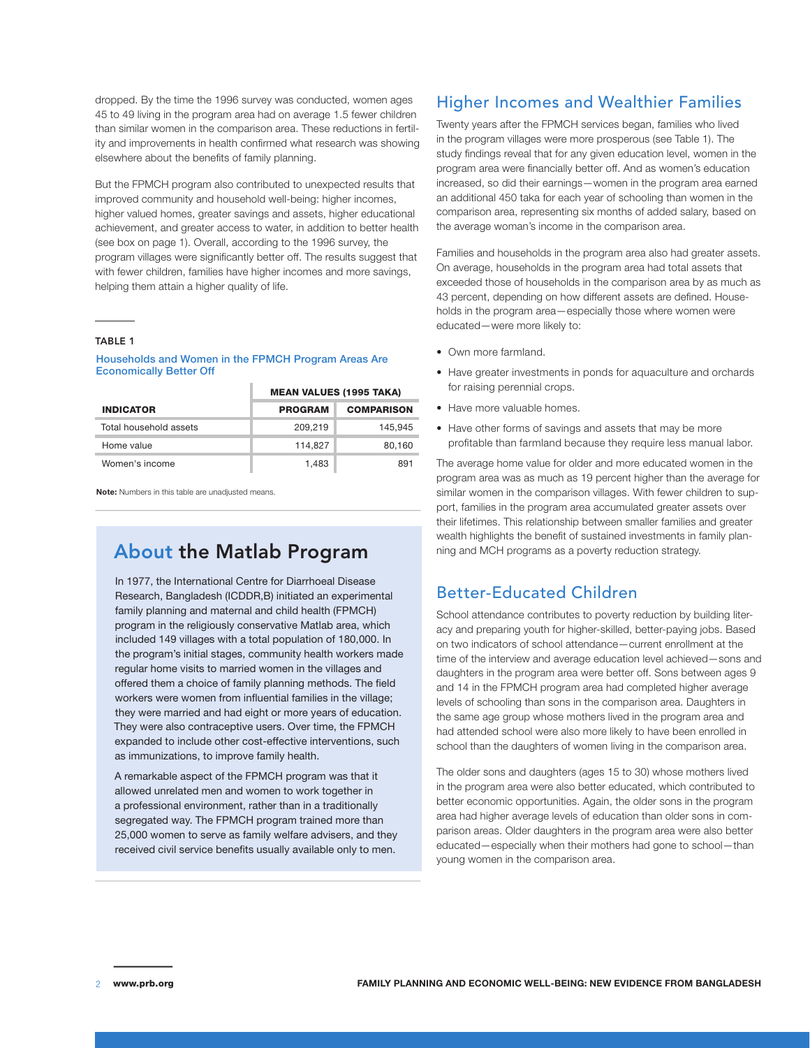dropped. By the time the 1996 survey was conducted, women ages 45 to 49 living in the program area had on average 1.5 fewer children than similar women in the comparison area. These reductions in fertility and improvements in health confirmed what research was showing elsewhere about the benefits of family planning.

But the FPMCH program also contributed to unexpected results that improved community and household well-being: higher incomes, higher valued homes, greater savings and assets, higher educational achievement, and greater access to water, in addition to better health (see box on page 1). Overall, according to the 1996 survey, the program villages were significantly better off. The results suggest that with fewer children, families have higher incomes and more savings, helping them attain a higher quality of life.

**TABLE 1**

**Households and Women in the FPMCH Program Areas Are Economically Better Off**

| | MEAN VALUES (1995 TAKA) | |
|---|---|---|
| **INDICATOR** | **PROGRAM** | **COMPARISON** |
| Total household assets | 209,219 | 145,945 |
| Home value | 114,827 | 80,160 |
| Women's income | 1,483 | 891 |

**Note:** Numbers in this table are unadjusted means.

## About the Matlab Program

In 1977, the International Centre for Diarrhoeal Disease Research, Bangladesh (ICDDR,B) initiated an experimental family planning and maternal and child health (FPMCH) program in the religiously conservative Matlab area, which included 149 villages with a total population of 180,000. In the program's initial stages, community health workers made regular home visits to married women in the villages and offered them a choice of family planning methods. The field workers were women from influential families in the village; they were married and had eight or more years of education. They were also contraceptive users. Over time, the FPMCH expanded to include other cost-effective interventions, such as immunizations, to improve family health.

A remarkable aspect of the FPMCH program was that it allowed unrelated men and women to work together in a professional environment, rather than in a traditionally segregated way. The FPMCH program trained more than 25,000 women to serve as family welfare advisers, and they received civil service benefits usually available only to men.

## Higher Incomes and Wealthier Families

Twenty years after the FPMCH services began, families who lived in the program villages were more prosperous (see Table 1). The study findings reveal that for any given education level, women in the program area were financially better off. And as women's education increased, so did their earnings—women in the program area earned an additional 450 taka for each year of schooling than women in the comparison area, representing six months of added salary, based on the average woman's income in the comparison area.

Families and households in the program area also had greater assets. On average, households in the program area had total assets that exceeded those of households in the comparison area by as much as 43 percent, depending on how different assets are defined. Households in the program area—especially those where women were educated—were more likely to:

- Own more farmland.
- Have greater investments in ponds for aquaculture and orchards for raising perennial crops.
- Have more valuable homes.
- Have other forms of savings and assets that may be more profitable than farmland because they require less manual labor.

The average home value for older and more educated women in the program area was as much as 19 percent higher than the average for similar women in the comparison villages. With fewer children to support, families in the program area accumulated greater assets over their lifetimes. This relationship between smaller families and greater wealth highlights the benefit of sustained investments in family planning and MCH programs as a poverty reduction strategy.

## Better-Educated Children

School attendance contributes to poverty reduction by building literacy and preparing youth for higher-skilled, better-paying jobs. Based on two indicators of school attendance—current enrollment at the time of the interview and average education level achieved—sons and daughters in the program area were better off. Sons between ages 9 and 14 in the FPMCH program area had completed higher average levels of schooling than sons in the comparison area. Daughters in the same age group whose mothers lived in the program area and had attended school were also more likely to have been enrolled in school than the daughters of women living in the comparison area.

The older sons and daughters (ages 15 to 30) whose mothers lived in the program area were also better educated, which contributed to better economic opportunities. Again, the older sons in the program area had higher average levels of education than older sons in comparison areas. Older daughters in the program area were also better educated—especially when their mothers had gone to school—than young women in the comparison area.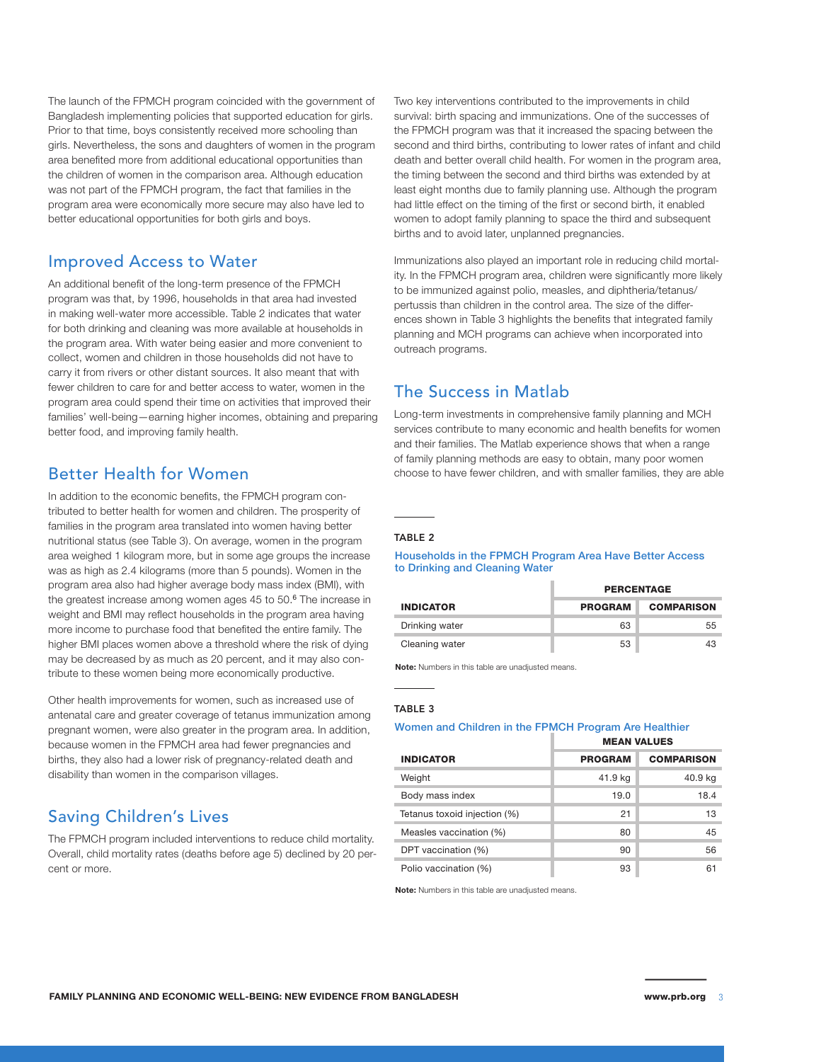The launch of the FPMCH program coincided with the government of Bangladesh implementing policies that supported education for girls. Prior to that time, boys consistently received more schooling than girls. Nevertheless, the sons and daughters of women in the program area benefited more from additional educational opportunities than the children of women in the comparison area. Although education was not part of the FPMCH program, the fact that families in the program area were economically more secure may also have led to better educational opportunities for both girls and boys.

## Improved Access to Water

An additional benefit of the long-term presence of the FPMCH program was that, by 1996, households in that area had invested in making well-water more accessible. Table 2 indicates that water for both drinking and cleaning was more available at households in the program area. With water being easier and more convenient to collect, women and children in those households did not have to carry it from rivers or other distant sources. It also meant that with fewer children to care for and better access to water, women in the program area could spend their time on activities that improved their families' well-being—earning higher incomes, obtaining and preparing better food, and improving family health.

## Better Health for Women

In addition to the economic benefits, the FPMCH program contributed to better health for women and children. The prosperity of families in the program area translated into women having better nutritional status (see Table 3). On average, women in the program area weighed 1 kilogram more, but in some age groups the increase was as high as 2.4 kilograms (more than 5 pounds). Women in the program area also had higher average body mass index (BMI), with the greatest increase among women ages 45 to 50.[6] The increase in weight and BMI may reflect households in the program area having more income to purchase food that benefited the entire family. The higher BMI places women above a threshold where the risk of dying may be decreased by as much as 20 percent, and it may also contribute to these women being more economically productive.

Other health improvements for women, such as increased use of antenatal care and greater coverage of tetanus immunization among pregnant women, were also greater in the program area. In addition, because women in the FPMCH area had fewer pregnancies and births, they also had a lower risk of pregnancy-related death and disability than women in the comparison villages.

## Saving Children's Lives

The FPMCH program included interventions to reduce child mortality. Overall, child mortality rates (deaths before age 5) declined by 20 percent or more.

Two key interventions contributed to the improvements in child survival: birth spacing and immunizations. One of the successes of the FPMCH program was that it increased the spacing between the second and third births, contributing to lower rates of infant and child death and better overall child health. For women in the program area, the timing between the second and third births was extended by at least eight months due to family planning use. Although the program had little effect on the timing of the first or second birth, it enabled women to adopt family planning to space the third and subsequent births and to avoid later, unplanned pregnancies.

Immunizations also played an important role in reducing child mortality. In the FPMCH program area, children were significantly more likely to be immunized against polio, measles, and diphtheria/tetanus/pertussis than children in the control area. The size of the differences shown in Table 3 highlights the benefits that integrated family planning and MCH programs can achieve when incorporated into outreach programs.

## The Success in Matlab

Long-term investments in comprehensive family planning and MCH services contribute to many economic and health benefits for women and their families. The Matlab experience shows that when a range of family planning methods are easy to obtain, many poor women choose to have fewer children, and with smaller families, they are able

**TABLE 2**

**Households in the FPMCH Program Area Have Better Access to Drinking and Cleaning Water**

| | PERCENTAGE | |
|---|---|---|
| **INDICATOR** | **PROGRAM** | **COMPARISON** |
| Drinking water | 63 | 55 |
| Cleaning water | 53 | 43 |

**Note:** Numbers in this table are unadjusted means.

**TABLE 3**

**Women and Children in the FPMCH Program Are Healthier**

| | MEAN VALUES | |
|---|---|---|
| **INDICATOR** | **PROGRAM** | **COMPARISON** |
| Weight | 41.9 kg | 40.9 kg |
| Body mass index | 19.0 | 18.4 |
| Tetanus toxoid injection (%) | 21 | 13 |
| Measles vaccination (%) | 80 | 45 |
| DPT vaccination (%) | 90 | 56 |
| Polio vaccination (%) | 93 | 61 |

**Note:** Numbers in this table are unadjusted means.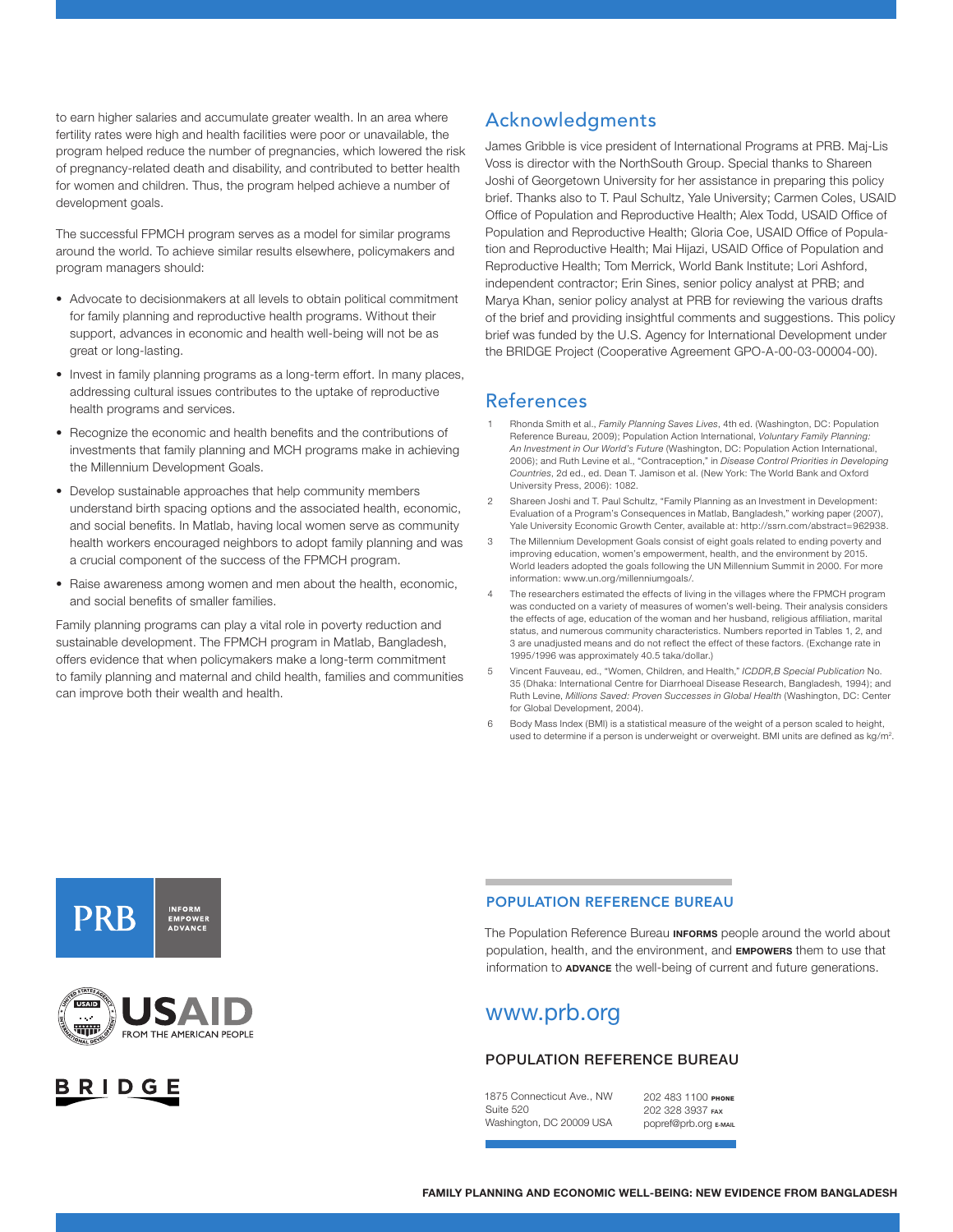to earn higher salaries and accumulate greater wealth. In an area where fertility rates were high and health facilities were poor or unavailable, the program helped reduce the number of pregnancies, which lowered the risk of pregnancy-related death and disability, and contributed to better health for women and children. Thus, the program helped achieve a number of development goals.

The successful FPMCH program serves as a model for similar programs around the world. To achieve similar results elsewhere, policymakers and program managers should:

- Advocate to decisionmakers at all levels to obtain political commitment for family planning and reproductive health programs. Without their support, advances in economic and health well-being will not be as great or long-lasting.
- Invest in family planning programs as a long-term effort. In many places, addressing cultural issues contributes to the uptake of reproductive health programs and services.
- Recognize the economic and health benefits and the contributions of investments that family planning and MCH programs make in achieving the Millennium Development Goals.
- Develop sustainable approaches that help community members understand birth spacing options and the associated health, economic, and social benefits. In Matlab, having local women serve as community health workers encouraged neighbors to adopt family planning and was a crucial component of the success of the FPMCH program.
- Raise awareness among women and men about the health, economic, and social benefits of smaller families.

Family planning programs can play a vital role in poverty reduction and sustainable development. The FPMCH program in Matlab, Bangladesh, offers evidence that when policymakers make a long-term commitment to family planning and maternal and child health, families and communities can improve both their wealth and health.

## Acknowledgments

James Gribble is vice president of International Programs at PRB. Maj-Lis Voss is director with the NorthSouth Group. Special thanks to Shareen Joshi of Georgetown University for her assistance in preparing this policy brief. Thanks also to T. Paul Schultz, Yale University; Carmen Coles, USAID Office of Population and Reproductive Health; Alex Todd, USAID Office of Population and Reproductive Health; Gloria Coe, USAID Office of Population and Reproductive Health; Mai Hijazi, USAID Office of Population and Reproductive Health; Tom Merrick, World Bank Institute; Lori Ashford, independent contractor; Erin Sines, senior policy analyst at PRB; and Marya Khan, senior policy analyst at PRB for reviewing the various drafts of the brief and providing insightful comments and suggestions. This policy brief was funded by the U.S. Agency for International Development under the BRIDGE Project (Cooperative Agreement GPO-A-00-03-00004-00).

## References

1. Rhonda Smith et al., *Family Planning Saves Lives*, 4th ed. (Washington, DC: Population Reference Bureau, 2009); Population Action International, *Voluntary Family Planning: An Investment in Our World's Future* (Washington, DC: Population Action International, 2006); and Ruth Levine et al., "Contraception," in *Disease Control Priorities in Developing Countries*, 2d ed., ed. Dean T. Jamison et al. (New York: The World Bank and Oxford University Press, 2006): 1082.
2. Shareen Joshi and T. Paul Schultz, "Family Planning as an Investment in Development: Evaluation of a Program's Consequences in Matlab, Bangladesh," working paper (2007), Yale University Economic Growth Center, available at: http://ssrn.com/abstract=962938.
3. The Millennium Development Goals consist of eight goals related to ending poverty and improving education, women's empowerment, health, and the environment by 2015. World leaders adopted the goals following the UN Millennium Summit in 2000. For more information: www.un.org/millenniumgoals/.
4. The researchers estimated the effects of living in the villages where the FPMCH program was conducted on a variety of measures of women's well-being. Their analysis considers the effects of age, education of the woman and her husband, religious affiliation, marital status, and numerous community characteristics. Numbers reported in Tables 1, 2, and 3 are unadjusted means and do not reflect the effect of these factors. (Exchange rate in 1995/1996 was approximately 40.5 taka/dollar.)
5. Vincent Fauveau, ed., "Women, Children, and Health," *ICDDR,B Special Publication* No. 35 (Dhaka: International Centre for Diarrhoeal Disease Research, Bangladesh, 1994); and Ruth Levine, *Millions Saved: Proven Successes in Global Health* (Washington, DC: Center for Global Development, 2004).
6. Body Mass Index (BMI) is a statistical measure of the weight of a person scaled to height, used to determine if a person is underweight or overweight. BMI units are defined as $kg/m^2$.

PRB INFORM EMPOWER ADVANCE

USAID FROM THE AMERICAN PEOPLE

BRIDGE

### POPULATION REFERENCE BUREAU

The Population Reference Bureau **INFORMS** people around the world about population, health, and the environment, and **EMPOWERS** them to use that information to **ADVANCE** the well-being of current and future generations.

www.prb.org

### POPULATION REFERENCE BUREAU

1875 Connecticut Ave., NW
Suite 520
Washington, DC 20009 USA

202 483 1100 PHONE
202 328 3937 FAX
popref@prb.org E-MAIL